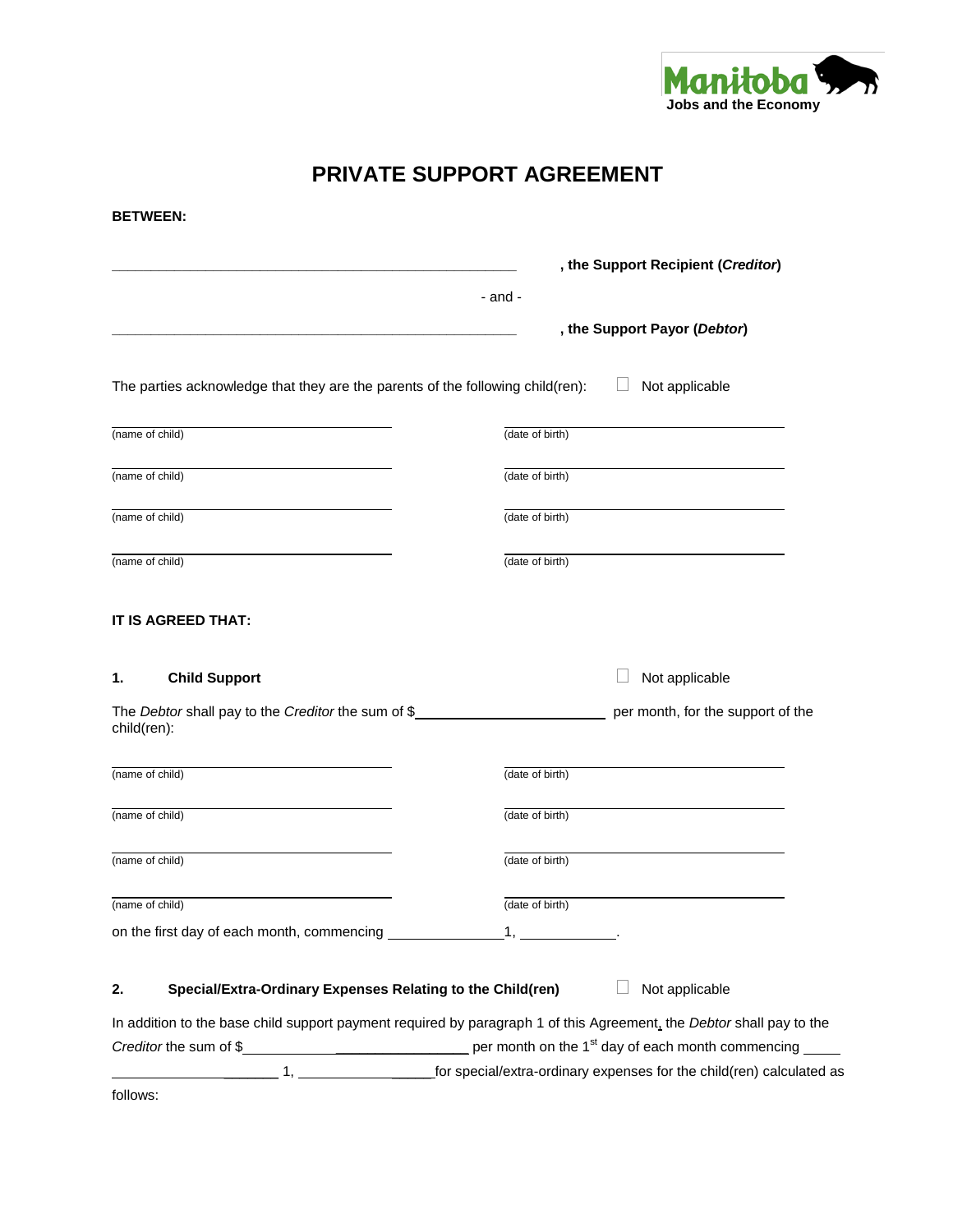Manitoba
Jobs and the Economy

# PRIVATE SUPPORT AGREEMENT

**BETWEEN:**

\_\_\_\_\_\_\_\_\_\_\_\_\_\_\_\_\_\_\_\_\_\_\_\_\_\_\_\_\_\_\_\_\_\_\_\_\_\_\_\_\_\_\_\_ **, the Support Recipient (*Creditor*)**

- and -

\_\_\_\_\_\_\_\_\_\_\_\_\_\_\_\_\_\_\_\_\_\_\_\_\_\_\_\_\_\_\_\_\_\_\_\_\_\_\_\_\_\_\_\_ **, the Support Payor (*Debtor*)**

The parties acknowledge that they are the parents of the following child(ren): ☐ Not applicable

| (name of child) | (date of birth) |
|---|---|
| (name of child) | (date of birth) |
| (name of child) | (date of birth) |
| (name of child) | (date of birth) |

**IT IS AGREED THAT:**

## 1. Child Support

☐ Not applicable

The *Debtor* shall pay to the *Creditor* the sum of $\_\_\_\_\_\_\_\_\_\_\_\_\_\_\_\_\_\_\_\_ per month, for the support of the child(ren):

| (name of child) | (date of birth) |
|---|---|
| (name of child) | (date of birth) |
| (name of child) | (date of birth) |
| (name of child) | (date of birth) |

on the first day of each month, commencing \_\_\_\_\_\_\_\_\_\_\_\_\_\_ 1, \_\_\_\_\_\_\_\_\_\_\_\_.

## 2. Special/Extra-Ordinary Expenses Relating to the Child(ren)

☐ Not applicable

In addition to the base child support payment required by paragraph 1 of this Agreement, the *Debtor* shall pay to the *Creditor* the sum of $\_\_\_\_\_\_\_\_\_\_\_\_\_\_\_\_\_\_\_\_\_\_\_\_\_\_ per month on the 1st day of each month commencing \_\_\_\_\_\_\_\_\_\_\_\_\_\_\_\_\_\_\_\_\_\_ 1, \_\_\_\_\_\_\_\_\_\_\_\_\_\_\_\_ for special/extra-ordinary expenses for the child(ren) calculated as follows: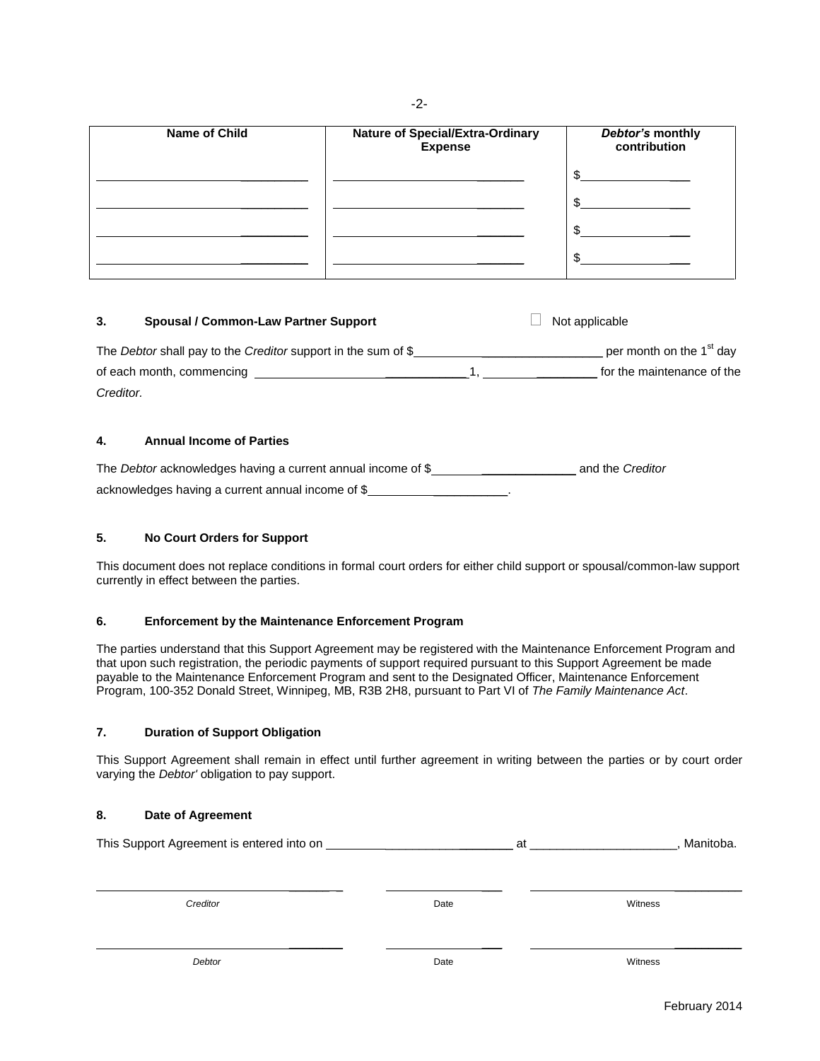| Name of Child | Nature of Special/Extra-Ordinary Expense | *Debtor's* monthly contribution |
|---|---|---|
| ____________________ | ____________________ | $______________ |
| ____________________ | ____________________ | $______________ |
| ____________________ | ____________________ | $______________ |
| ____________________ | ____________________ | $______________ |

### 3. Spousal / Common-Law Partner Support

☐ Not applicable

The *Debtor* shall pay to the *Creditor* support in the sum of $______________________ per month on the 1st day of each month, commencing ______________________1, ______________ for the maintenance of the *Creditor.*

### 4. Annual Income of Parties

The *Debtor* acknowledges having a current annual income of $________________ and the *Creditor* acknowledges having a current annual income of $________________.

### 5. No Court Orders for Support

This document does not replace conditions in formal court orders for either child support or spousal/common-law support currently in effect between the parties.

### 6. Enforcement by the Maintenance Enforcement Program

The parties understand that this Support Agreement may be registered with the Maintenance Enforcement Program and that upon such registration, the periodic payments of support required pursuant to this Support Agreement be made payable to the Maintenance Enforcement Program and sent to the Designated Officer, Maintenance Enforcement Program, 100-352 Donald Street, Winnipeg, MB, R3B 2H8, pursuant to Part VI of *The Family Maintenance Act*.

### 7. Duration of Support Obligation

This Support Agreement shall remain in effect until further agreement in writing between the parties or by court order varying the *Debtor'* obligation to pay support.

### 8. Date of Agreement

This Support Agreement is entered into on ______________________ at ______________________, Manitoba.

| | | |
|---|---|---|
| ______________________ | ______________ | ______________________ |
| *Creditor* | Date | Witness |
| ______________________ | ______________ | ______________________ |
| *Debtor* | Date | Witness |

February 2014